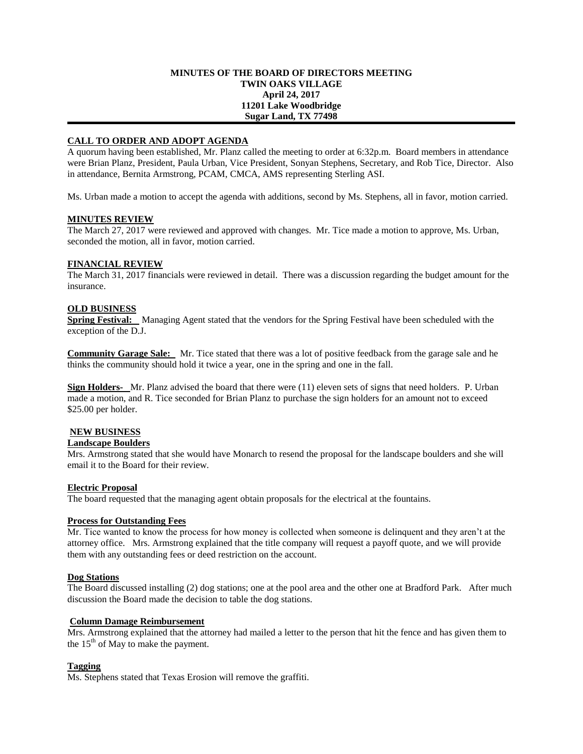**MINUTES OF THE BOARD OF DIRECTORS MEETING**
**TWIN OAKS VILLAGE**
**April 24, 2017**
**11201 Lake Woodbridge**
**Sugar Land, TX 77498**

---

## CALL TO ORDER AND ADOPT AGENDA

A quorum having been established, Mr. Planz called the meeting to order at 6:32p.m. Board members in attendance were Brian Planz, President, Paula Urban, Vice President, Sonyan Stephens, Secretary, and Rob Tice, Director. Also in attendance, Bernita Armstrong, PCAM, CMCA, AMS representing Sterling ASI.

Ms. Urban made a motion to accept the agenda with additions, second by Ms. Stephens, all in favor, motion carried.

## MINUTES REVIEW

The March 27, 2017 were reviewed and approved with changes. Mr. Tice made a motion to approve, Ms. Urban, seconded the motion, all in favor, motion carried.

## FINANCIAL REVIEW

The March 31, 2017 financials were reviewed in detail. There was a discussion regarding the budget amount for the insurance.

## OLD BUSINESS

**Spring Festival:** Managing Agent stated that the vendors for the Spring Festival have been scheduled with the exception of the D.J.

**Community Garage Sale:** Mr. Tice stated that there was a lot of positive feedback from the garage sale and he thinks the community should hold it twice a year, one in the spring and one in the fall.

**Sign Holders-** Mr. Planz advised the board that there were (11) eleven sets of signs that need holders. P. Urban made a motion, and R. Tice seconded for Brian Planz to purchase the sign holders for an amount not to exceed $25.00 per holder.

## NEW BUSINESS

### Landscape Boulders

Mrs. Armstrong stated that she would have Monarch to resend the proposal for the landscape boulders and she will email it to the Board for their review.

### Electric Proposal

The board requested that the managing agent obtain proposals for the electrical at the fountains.

### Process for Outstanding Fees

Mr. Tice wanted to know the process for how money is collected when someone is delinquent and they aren't at the attorney office. Mrs. Armstrong explained that the title company will request a payoff quote, and we will provide them with any outstanding fees or deed restriction on the account.

### Dog Stations

The Board discussed installing (2) dog stations; one at the pool area and the other one at Bradford Park. After much discussion the Board made the decision to table the dog stations.

### Column Damage Reimbursement

Mrs. Armstrong explained that the attorney had mailed a letter to the person that hit the fence and has given them to the 15th of May to make the payment.

### Tagging

Ms. Stephens stated that Texas Erosion will remove the graffiti.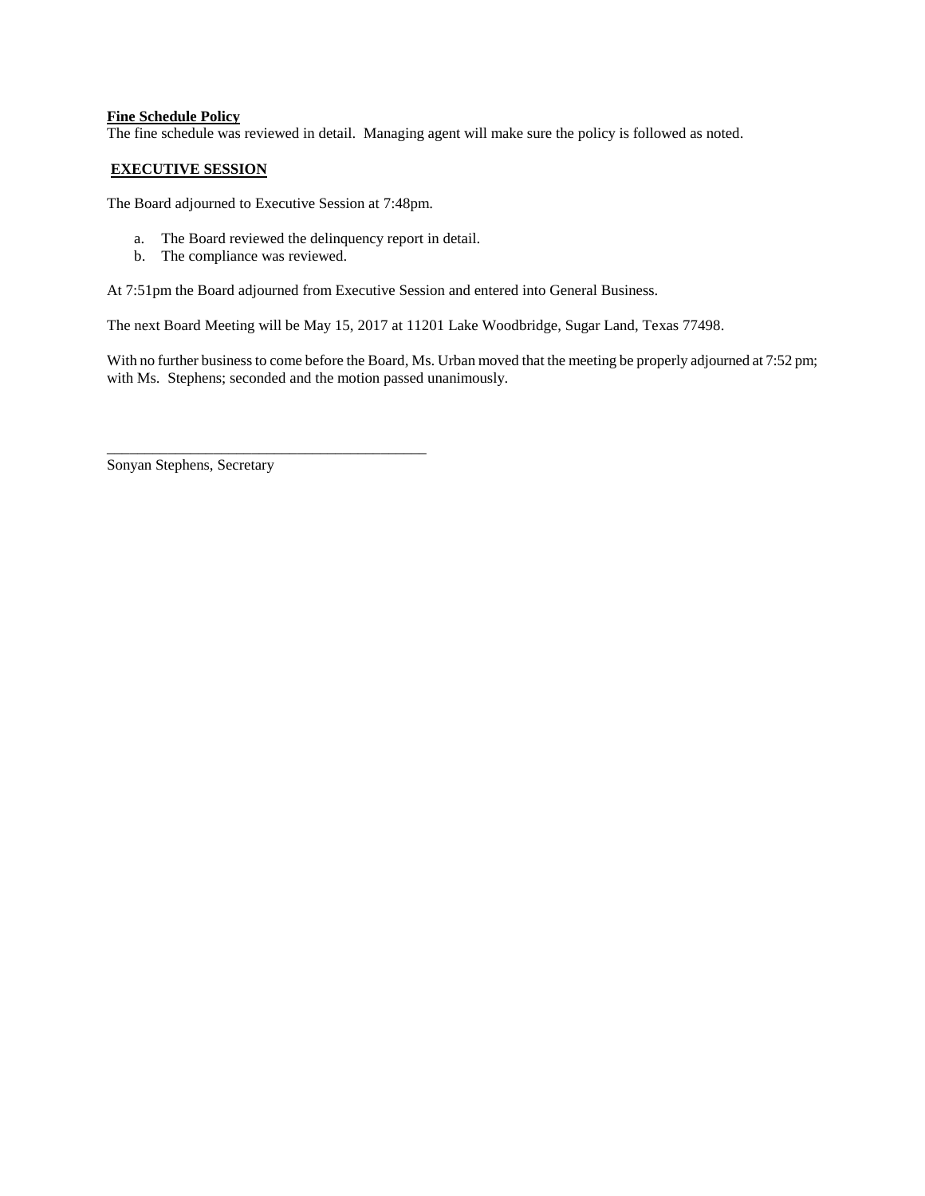**Fine Schedule Policy**
The fine schedule was reviewed in detail. Managing agent will make sure the policy is followed as noted.

**EXECUTIVE SESSION**

The Board adjourned to Executive Session at 7:48pm.

a. The Board reviewed the delinquency report in detail.
b. The compliance was reviewed.

At 7:51pm the Board adjourned from Executive Session and entered into General Business.

The next Board Meeting will be May 15, 2017 at 11201 Lake Woodbridge, Sugar Land, Texas 77498.

With no further business to come before the Board, Ms. Urban moved that the meeting be properly adjourned at 7:52 pm; with Ms. Stephens; seconded and the motion passed unanimously.

\_\_\_\_\_\_\_\_\_\_\_\_\_\_\_\_\_\_\_\_\_\_\_\_\_\_\_\_\_\_\_\_\_\_\_\_\_\_\_\_\_\_\_\_
Sonyan Stephens, Secretary